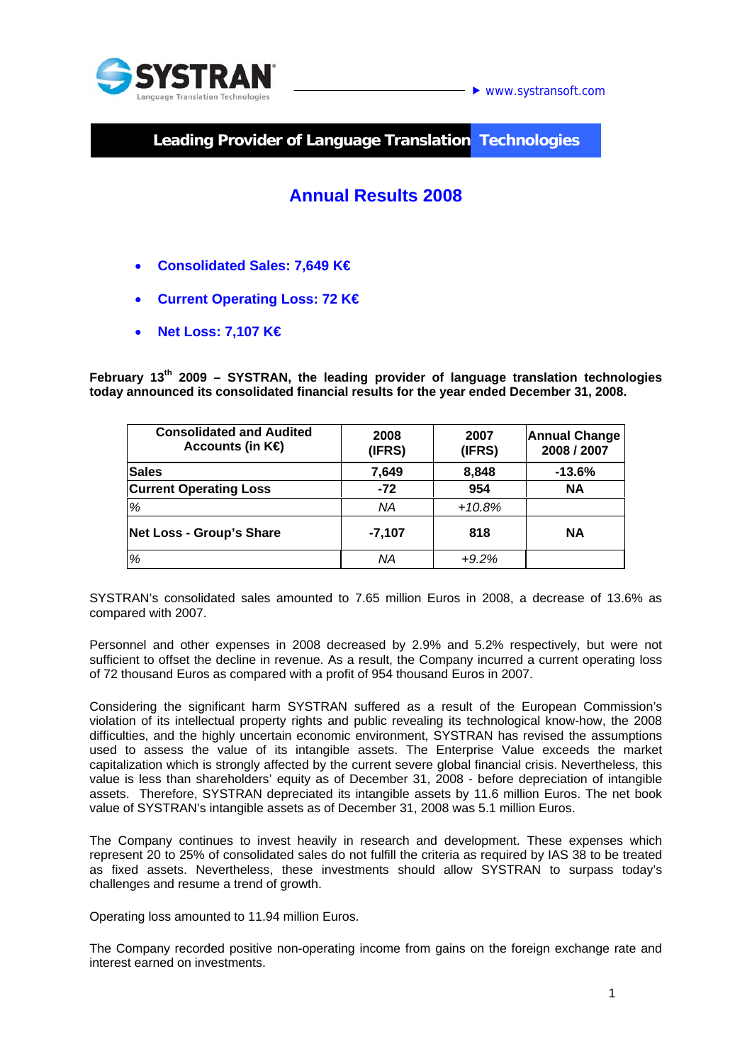SYSTRAN
Language Translation Technologies

www.systransoft.com

**Leading Provider of Language Translation Technologies**

# Annual Results 2008

- **Consolidated Sales: 7,649 K€**
- **Current Operating Loss: 72 K€**
- **Net Loss: 7,107 K€**

**February 13th 2009 – SYSTRAN, the leading provider of language translation technologies today announced its consolidated financial results for the year ended December 31, 2008.**

| Consolidated and Audited Accounts (in K€) | 2008 (IFRS) | 2007 (IFRS) | Annual Change 2008 / 2007 |
|---|---|---|---|
| **Sales** | **7,649** | **8,848** | **-13.6%** |
| **Current Operating Loss** | **-72** | **954** | **NA** |
| *%* | *NA* | *+10.8%* | |
| **Net Loss - Group's Share** | **-7,107** | **818** | **NA** |
| *%* | *NA* | *+9.2%* | |

SYSTRAN's consolidated sales amounted to 7.65 million Euros in 2008, a decrease of 13.6% as compared with 2007.

Personnel and other expenses in 2008 decreased by 2.9% and 5.2% respectively, but were not sufficient to offset the decline in revenue. As a result, the Company incurred a current operating loss of 72 thousand Euros as compared with a profit of 954 thousand Euros in 2007.

Considering the significant harm SYSTRAN suffered as a result of the European Commission's violation of its intellectual property rights and public revealing its technological know-how, the 2008 difficulties, and the highly uncertain economic environment, SYSTRAN has revised the assumptions used to assess the value of its intangible assets. The Enterprise Value exceeds the market capitalization which is strongly affected by the current severe global financial crisis. Nevertheless, this value is less than shareholders' equity as of December 31, 2008 - before depreciation of intangible assets. Therefore, SYSTRAN depreciated its intangible assets by 11.6 million Euros. The net book value of SYSTRAN's intangible assets as of December 31, 2008 was 5.1 million Euros.

The Company continues to invest heavily in research and development. These expenses which represent 20 to 25% of consolidated sales do not fulfill the criteria as required by IAS 38 to be treated as fixed assets. Nevertheless, these investments should allow SYSTRAN to surpass today's challenges and resume a trend of growth.

Operating loss amounted to 11.94 million Euros.

The Company recorded positive non-operating income from gains on the foreign exchange rate and interest earned on investments.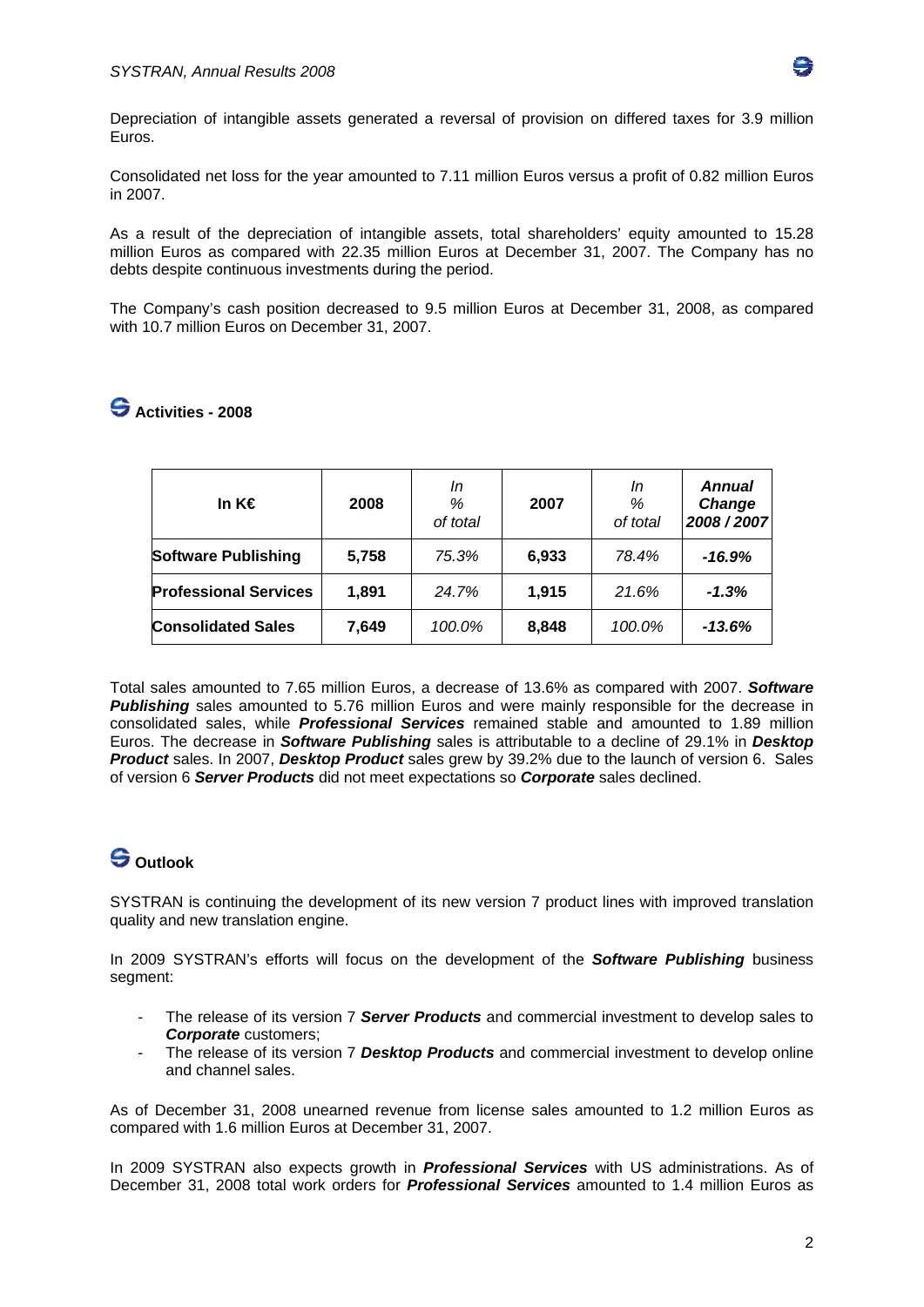Depreciation of intangible assets generated a reversal of provision on differed taxes for 3.9 million Euros.

Consolidated net loss for the year amounted to 7.11 million Euros versus a profit of 0.82 million Euros in 2007.

As a result of the depreciation of intangible assets, total shareholders' equity amounted to 15.28 million Euros as compared with 22.35 million Euros at December 31, 2007. The Company has no debts despite continuous investments during the period.

The Company's cash position decreased to 9.5 million Euros at December 31, 2008, as compared with 10.7 million Euros on December 31, 2007.

## Activities - 2008

| **In K€** | **2008** | *In % of total* | **2007** | *In % of total* | ***Annual Change 2008 / 2007*** |
|---|---|---|---|---|---|
| **Software Publishing** | **5,758** | *75.3%* | **6,933** | *78.4%* | ***-16.9%*** |
| **Professional Services** | **1,891** | *24.7%* | **1,915** | *21.6%* | ***-1.3%*** |
| **Consolidated Sales** | **7,649** | *100.0%* | **8,848** | *100.0%* | ***-13.6%*** |

Total sales amounted to 7.65 million Euros, a decrease of 13.6% as compared with 2007. ***Software Publishing*** sales amounted to 5.76 million Euros and were mainly responsible for the decrease in consolidated sales, while ***Professional Services*** remained stable and amounted to 1.89 million Euros. The decrease in ***Software Publishing*** sales is attributable to a decline of 29.1% in ***Desktop Product*** sales. In 2007, ***Desktop Product*** sales grew by 39.2% due to the launch of version 6. Sales of version 6 ***Server Products*** did not meet expectations so ***Corporate*** sales declined.

## Outlook

SYSTRAN is continuing the development of its new version 7 product lines with improved translation quality and new translation engine.

In 2009 SYSTRAN's efforts will focus on the development of the ***Software Publishing*** business segment:

- The release of its version 7 ***Server Products*** and commercial investment to develop sales to ***Corporate*** customers;
- The release of its version 7 ***Desktop Products*** and commercial investment to develop online and channel sales.

As of December 31, 2008 unearned revenue from license sales amounted to 1.2 million Euros as compared with 1.6 million Euros at December 31, 2007.

In 2009 SYSTRAN also expects growth in ***Professional Services*** with US administrations. As of December 31, 2008 total work orders for ***Professional Services*** amounted to 1.4 million Euros as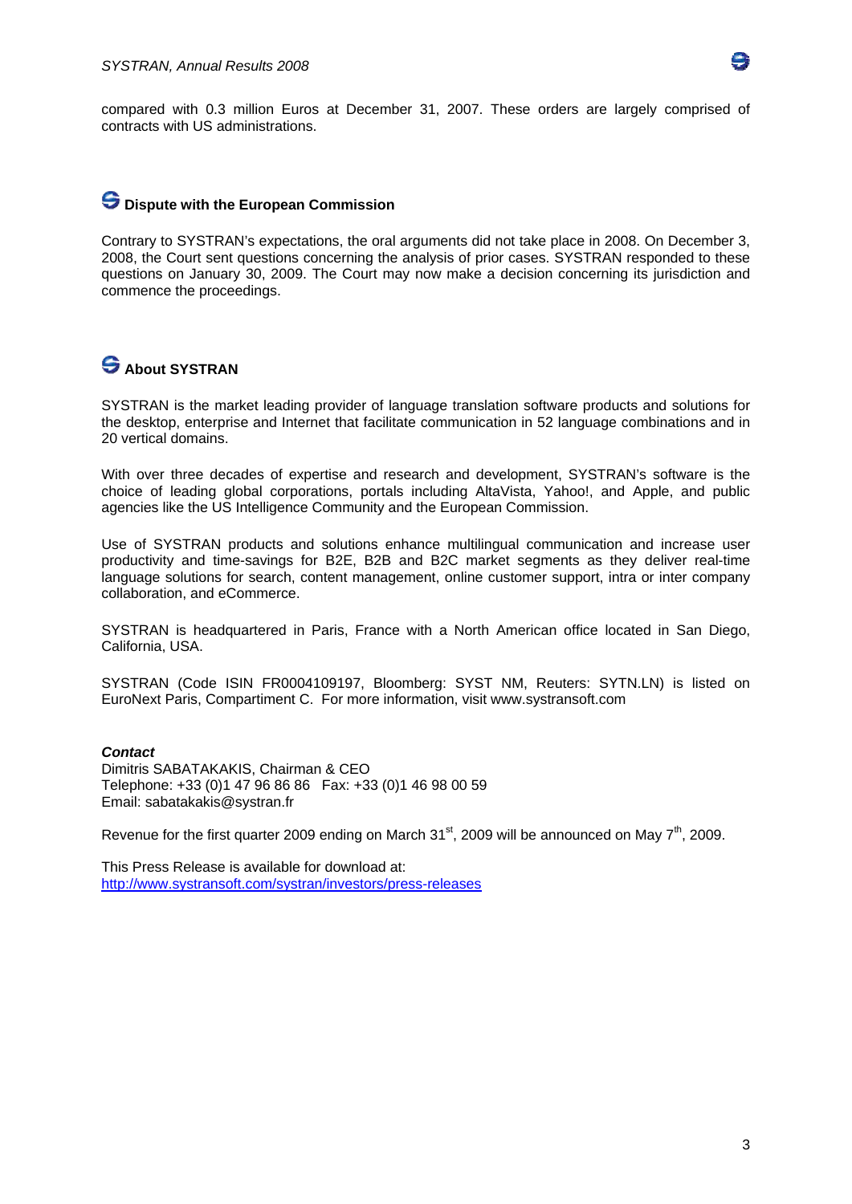compared with 0.3 million Euros at December 31, 2007. These orders are largely comprised of contracts with US administrations.

## Dispute with the European Commission

Contrary to SYSTRAN's expectations, the oral arguments did not take place in 2008. On December 3, 2008, the Court sent questions concerning the analysis of prior cases. SYSTRAN responded to these questions on January 30, 2009. The Court may now make a decision concerning its jurisdiction and commence the proceedings.

## About SYSTRAN

SYSTRAN is the market leading provider of language translation software products and solutions for the desktop, enterprise and Internet that facilitate communication in 52 language combinations and in 20 vertical domains.

With over three decades of expertise and research and development, SYSTRAN's software is the choice of leading global corporations, portals including AltaVista, Yahoo!, and Apple, and public agencies like the US Intelligence Community and the European Commission.

Use of SYSTRAN products and solutions enhance multilingual communication and increase user productivity and time-savings for B2E, B2B and B2C market segments as they deliver real-time language solutions for search, content management, online customer support, intra or inter company collaboration, and eCommerce.

SYSTRAN is headquartered in Paris, France with a North American office located in San Diego, California, USA.

SYSTRAN (Code ISIN FR0004109197, Bloomberg: SYST NM, Reuters: SYTN.LN) is listed on EuroNext Paris, Compartiment C. For more information, visit www.systransoft.com

***Contact***
Dimitris SABATAKAKIS, Chairman & CEO
Telephone: +33 (0)1 47 96 86 86 Fax: +33 (0)1 46 98 00 59
Email: sabatakakis@systran.fr

Revenue for the first quarter 2009 ending on March 31st, 2009 will be announced on May 7th, 2009.

This Press Release is available for download at:
[http://www.systransoft.com/systran/investors/press-releases](http://www.systransoft.com/systran/investors/press-releases)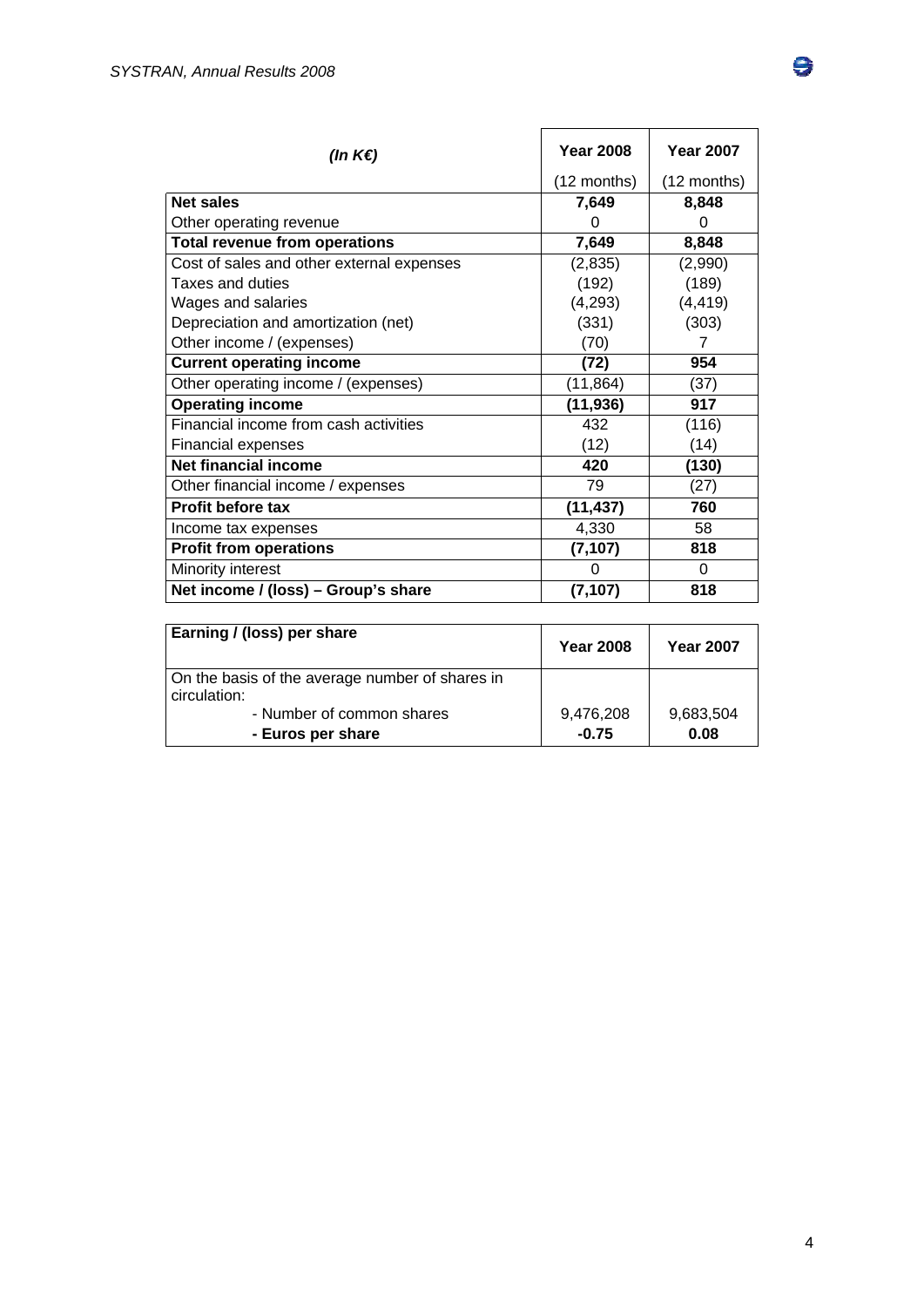| *(In K€)* | Year 2008 | Year 2007 |
|---|---|---|
| | (12 months) | (12 months) |
| **Net sales** | **7,649** | **8,848** |
| Other operating revenue | 0 | 0 |
| **Total revenue from operations** | **7,649** | **8,848** |
| Cost of sales and other external expenses | (2,835) | (2,990) |
| Taxes and duties | (192) | (189) |
| Wages and salaries | (4,293) | (4,419) |
| Depreciation and amortization (net) | (331) | (303) |
| Other income / (expenses) | (70) | 7 |
| **Current operating income** | **(72)** | **954** |
| Other operating income / (expenses) | (11,864) | (37) |
| **Operating income** | **(11,936)** | **917** |
| Financial income from cash activities | 432 | (116) |
| Financial expenses | (12) | (14) |
| **Net financial income** | **420** | **(130)** |
| Other financial income / expenses | 79 | (27) |
| **Profit before tax** | **(11,437)** | **760** |
| Income tax expenses | 4,330 | 58 |
| **Profit from operations** | **(7,107)** | **818** |
| Minority interest | 0 | 0 |
| **Net income / (loss) – Group's share** | **(7,107)** | **818** |

| **Earning / (loss) per share** | **Year 2008** | **Year 2007** |
|---|---|---|
| On the basis of the average number of shares in circulation: | | |
| - Number of common shares | 9,476,208 | 9,683,504 |
| **- Euros per share** | **-0.75** | **0.08** |